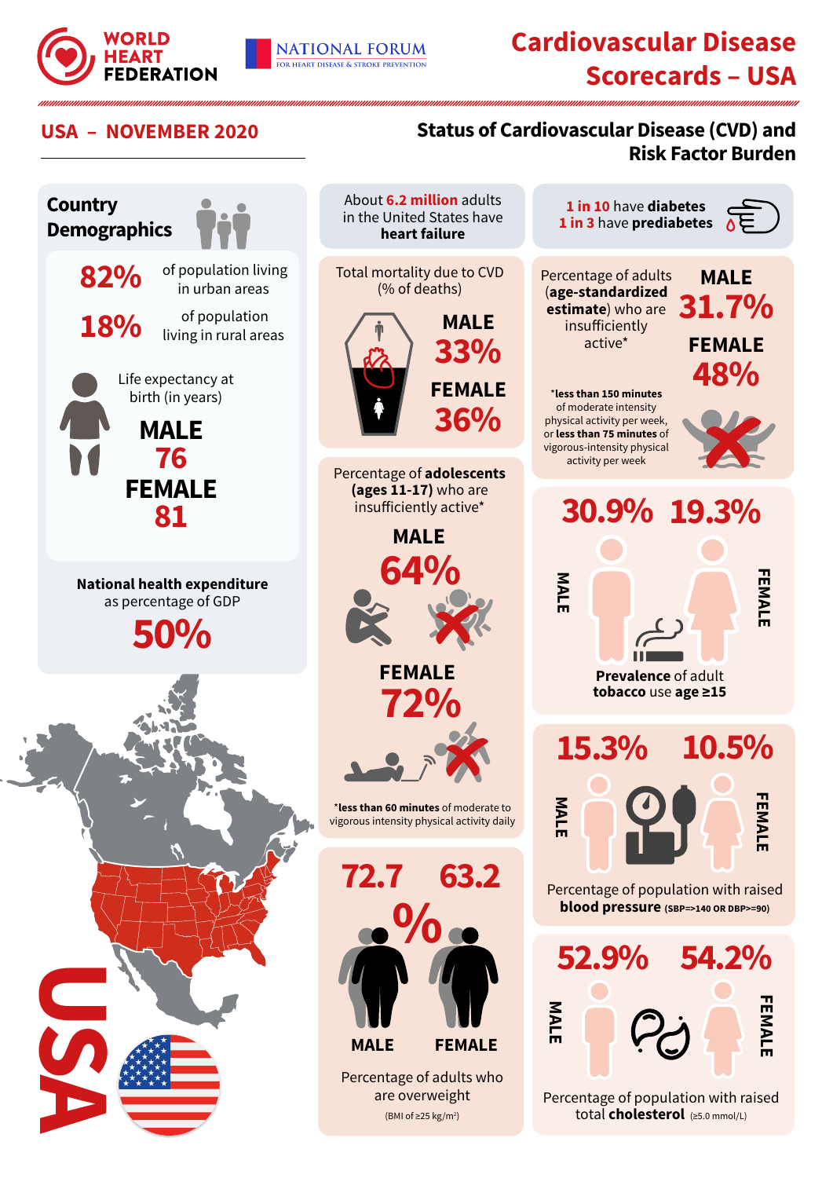WORLD HEART FEDERATION

NATIONAL FORUM FOR HEART DISEASE & STROKE PREVENTION

# Cardiovascular Disease Scorecards – USA

## USA – NOVEMBER 2020

## Status of Cardiovascular Disease (CVD) and Risk Factor Burden

### Country Demographics

**82%** of population living in urban areas

**18%** of population living in rural areas

Life expectancy at birth (in years)

**MALE 76**

**FEMALE 81**

**National health expenditure** as percentage of GDP

**50%**

About **6.2 million** adults in the United States have **heart failure**

**1 in 10** have **diabetes**
**1 in 3** have **prediabetes**

Total mortality due to CVD (% of deaths)

**MALE 33%**

**FEMALE 36%**

Percentage of adults (**age-standardized estimate**) who are insufficiently active*

**MALE 31.7%**

**FEMALE 48%**

***less than 150 minutes** of moderate intensity physical activity per week, or **less than 75 minutes** of vigorous-intensity physical activity per week

Percentage of **adolescents (ages 11-17)** who are insufficiently active*

**MALE 64%**

**FEMALE 72%**

***less than 60 minutes** of moderate to vigorous intensity physical activity daily

**Prevalence** of adult **tobacco** use **age ≥15**

**MALE 30.9%** | **FEMALE 19.3%**

Percentage of population with raised **blood pressure** (SBP=>140 OR DBP>=90)

**MALE 15.3%** | **FEMALE 10.5%**

Percentage of adults who are overweight (BMI of ≥25 kg/m²)

**MALE 72.7%** | **FEMALE 63.2%**

Percentage of population with raised total **cholesterol** (≥5.0 mmol/L)

**MALE 52.9%** | **FEMALE 54.2%**

USA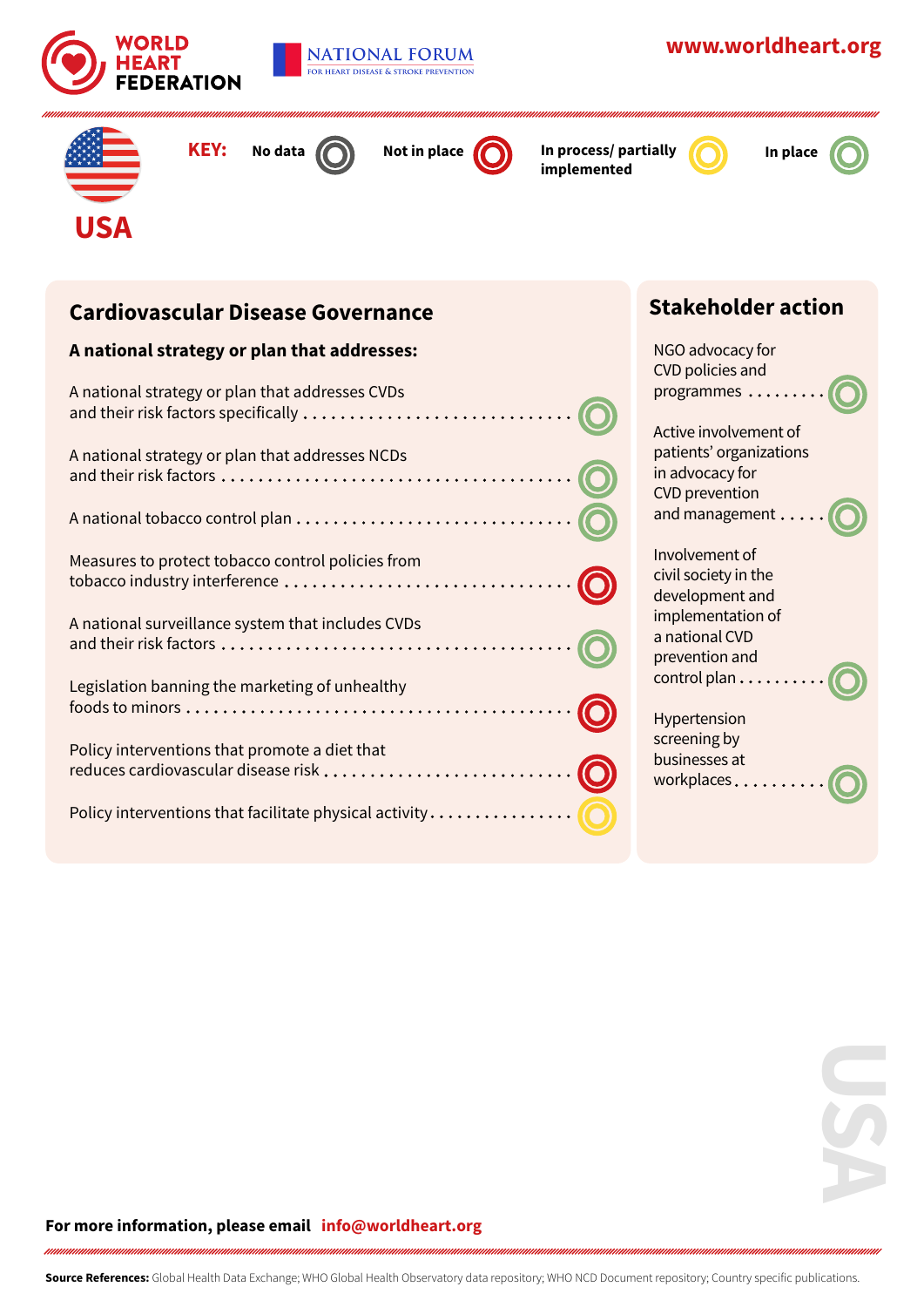WORLD HEART FEDERATION

NATIONAL FORUM FOR HEART DISEASE & STROKE PREVENTION

www.worldheart.org

# USA

**KEY:** No data | Not in place | In process/ partially implemented | In place

## Cardiovascular Disease Governance

### A national strategy or plan that addresses:

| Item | Status |
|---|---|
| A national strategy or plan that addresses CVDs and their risk factors specifically | In place |
| A national strategy or plan that addresses NCDs and their risk factors | In place |
| A national tobacco control plan | In place |
| Measures to protect tobacco control policies from tobacco industry interference | Not in place |
| A national surveillance system that includes CVDs and their risk factors | In place |
| Legislation banning the marketing of unhealthy foods to minors | Not in place |
| Policy interventions that promote a diet that reduces cardiovascular disease risk | Not in place |
| Policy interventions that facilitate physical activity | In process/ partially implemented |

## Stakeholder action

| Item | Status |
|---|---|
| NGO advocacy for CVD policies and programmes | In place |
| Active involvement of patients' organizations in advocacy for CVD prevention and management | In place |
| Involvement of civil society in the development and implementation of a national CVD prevention and control plan | In place |
| Hypertension screening by businesses at workplaces | In place |

**For more information, please email** info@worldheart.org

**Source References:** Global Health Data Exchange; WHO Global Health Observatory data repository; WHO NCD Document repository; Country specific publications.